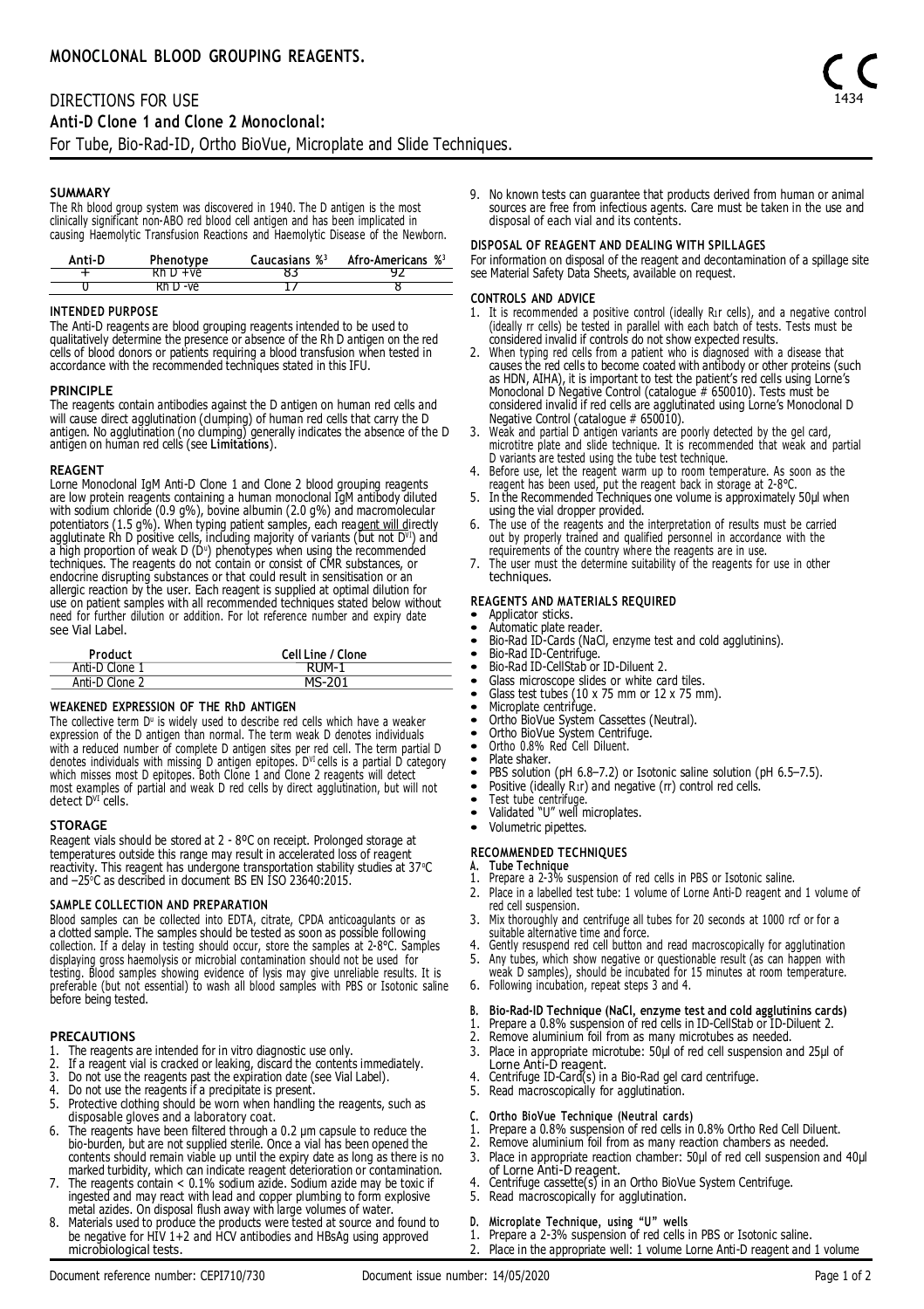# MONOCLONAL BLOOD GROUPING REAGENTS.

CE 1434

## DIRECTIONS FOR USE

**Anti-D Clone 1 and Clone 2 Monoclonal:**

For Tube, Bio-Rad-ID, Ortho BioVue, Microplate and Slide Techniques.

### SUMMARY

The Rh blood group system was discovered in 1940. The D antigen is the most clinically significant non-ABO red blood cell antigen and has been implicated in causing Haemolytic Transfusion Reactions and Haemolytic Disease of the Newborn.

| Anti-D | Phenotype | Caucasians %[3] | Afro-Americans %[3] |
|---|---|---|---|
| + | Rh D +ve | 83 | 92 |
| 0 | Rh D -ve | 17 | 8 |

### INTENDED PURPOSE

The Anti-D reagents are blood grouping reagents intended to be used to qualitatively determine the presence or absence of the Rh D antigen on the red cells of blood donors or patients requiring a blood transfusion when tested in accordance with the recommended techniques stated in this IFU.

### PRINCIPLE

The reagents contain antibodies against the D antigen on human red cells and will cause direct agglutination (clumping) of human red cells that carry the D antigen. No agglutination (no clumping) generally indicates the absence of the D antigen on human red cells (see **Limitations**).

### REAGENT

Lorne Monoclonal IgM Anti-D Clone 1 and Clone 2 blood grouping reagents are low protein reagents containing a human monoclonal IgM antibody diluted with sodium chloride (0.9 g%), bovine albumin (2.0 g%) and macromolecular potentiators (1.5 g%). When typing patient samples, each reagent will directly agglutinate Rh D positive cells, including majority of variants (but not $D^{VI}$) and a high proportion of weak D ($D^u$) phenotypes when using the recommended techniques. The reagents do not contain or consist of CMR substances, or endocrine disrupting substances or that could result in sensitisation or an allergic reaction by the user. Each reagent is supplied at optimal dilution for use on patient samples with all recommended techniques stated below without need for further dilution or addition. For lot reference number and expiry date see Vial Label.

| Product | Cell Line / Clone |
|---|---|
| Anti-D Clone 1 | RUM-1 |
| Anti-D Clone 2 | MS-201 |

### WEAKENED EXPRESSION OF THE RhD ANTIGEN

The collective term $D^u$ is widely used to describe red cells which have a weaker expression of the D antigen than normal. The term weak D denotes individuals with a reduced number of complete D antigen sites per red cell. The term partial D denotes individuals with missing D antigen epitopes. $D^{VI}$ cells is a partial D category which misses most D epitopes. Both Clone 1 and Clone 2 reagents will detect most examples of partial and weak D red cells by direct agglutination, but will not detect $D^{VI}$ cells.

### STORAGE

Reagent vials should be stored at 2 - 8ºC on receipt. Prolonged storage at temperatures outside this range may result in accelerated loss of reagent reactivity. This reagent has undergone transportation stability studies at 37°C and −25°C as described in document BS EN ISO 23640:2015.

### SAMPLE COLLECTION AND PREPARATION

Blood samples can be collected into EDTA, citrate, CPDA anticoagulants or as a clotted sample. The samples should be tested as soon as possible following collection. If a delay in testing should occur, store the samples at 2-8°C. Samples displaying gross haemolysis or microbial contamination should not be used for testing. Blood samples showing evidence of lysis may give unreliable results. It is preferable (but not essential) to wash all blood samples with PBS or Isotonic saline before being tested.

### PRECAUTIONS

1. The reagents are intended for in vitro diagnostic use only.
2. If a reagent vial is cracked or leaking, discard the contents immediately.
3. Do not use the reagents past the expiration date (see Vial Label).
4. Do not use the reagents if a precipitate is present.
5. Protective clothing should be worn when handling the reagents, such as disposable gloves and a laboratory coat.
6. The reagents have been filtered through a 0.2 µm capsule to reduce the bio-burden, but are not supplied sterile. Once a vial has been opened the contents should remain viable up until the expiry date as long as there is no marked turbidity, which can indicate reagent deterioration or contamination.
7. The reagents contain < 0.1% sodium azide. Sodium azide may be toxic if ingested and may react with lead and copper plumbing to form explosive metal azides. On disposal flush away with large volumes of water.
8. Materials used to produce the products were tested at source and found to be negative for HIV 1+2 and HCV antibodies and HBsAg using approved microbiological tests.
9. No known tests can guarantee that products derived from human or animal sources are free from infectious agents. Care must be taken in the use and disposal of each vial and its contents.

### DISPOSAL OF REAGENT AND DEALING WITH SPILLAGES

For information on disposal of the reagent and decontamination of a spillage site see Material Safety Data Sheets, available on request.

### CONTROLS AND ADVICE

1. It is recommended a positive control (ideally $R_1r$ cells), and a negative control (ideally rr cells) be tested in parallel with each batch of tests. Tests must be considered invalid if controls do not show expected results.
2. When typing red cells from a patient who is diagnosed with a disease that causes the red cells to become coated with antibody or other proteins (such as HDN, AIHA), it is important to test the patient's red cells using Lorne's Monoclonal D Negative Control (catalogue # 650010). Tests must be considered invalid if red cells are agglutinated using Lorne's Monoclonal D Negative Control (catalogue # 650010).
3. Weak and partial D antigen variants are poorly detected by the gel card, microtitre plate and slide technique. It is recommended that weak and partial D variants are tested using the tube test technique.
4. Before use, let the reagent warm up to room temperature. As soon as the reagent has been used, put the reagent back in storage at 2-8°C.
5. In the Recommended Techniques one volume is approximately 50µl when using the vial dropper provided.
6. The use of the reagents and the interpretation of results must be carried out by properly trained and qualified personnel in accordance with the requirements of the country where the reagents are in use.
7. The user must the determine suitability of the reagents for use in other techniques.

### REAGENTS AND MATERIALS REQUIRED

- Applicator sticks.
- Automatic plate reader.
- Bio-Rad ID-Cards (NaCl, enzyme test and cold agglutinins).
- Bio-Rad ID-Centrifuge.
- Bio-Rad ID-CellStab or ID-Diluent 2.
- Glass microscope slides or white card tiles.
- Glass test tubes (10 x 75 mm or 12 x 75 mm).
- Microplate centrifuge.
- Ortho BioVue System Cassettes (Neutral).
- Ortho BioVue System Centrifuge.
- Ortho 0.8% Red Cell Diluent.
- Plate shaker.
- PBS solution (pH 6.8–7.2) or Isotonic saline solution (pH 6.5–7.5).
- Positive (ideally $R_1r$) and negative (rr) control red cells.
- Test tube centrifuge.
- Validated "U" well microplates.
- Volumetric pipettes.

### RECOMMENDED TECHNIQUES

**A. Tube Technique**

1. Prepare a 2-3% suspension of red cells in PBS or Isotonic saline.
2. Place in a labelled test tube: 1 volume of Lorne Anti-D reagent and 1 volume of red cell suspension.
3. Mix thoroughly and centrifuge all tubes for 20 seconds at 1000 rcf or for a suitable alternative time and force.
4. Gently resuspend red cell button and read macroscopically for agglutination
5. Any tubes, which show negative or questionable result (as can happen with weak D samples), should be incubated for 15 minutes at room temperature.
6. Following incubation, repeat steps 3 and 4.

**B. Bio-Rad-ID Technique (NaCl, enzyme test and cold agglutinins cards)**

1. Prepare a 0.8% suspension of red cells in ID-CellStab or ID-Diluent 2.
2. Remove aluminium foil from as many microtubes as needed.
3. Place in appropriate microtube: 50µl of red cell suspension and 25µl of Lorne Anti-D reagent.
4. Centrifuge ID-Card(s) in a Bio-Rad gel card centrifuge.
5. Read macroscopically for agglutination.

**C. Ortho BioVue Technique (Neutral cards)**

1. Prepare a 0.8% suspension of red cells in 0.8% Ortho Red Cell Diluent.
2. Remove aluminium foil from as many reaction chambers as needed.
3. Place in appropriate reaction chamber: 50µl of red cell suspension and 40µl of Lorne Anti-D reagent.
4. Centrifuge cassette(s) in an Ortho BioVue System Centrifuge.
5. Read macroscopically for agglutination.

**D. Microplate Technique, using "U" wells**

1. Prepare a 2-3% suspension of red cells in PBS or Isotonic saline.
2. Place in the appropriate well: 1 volume Lorne Anti-D reagent and 1 volume

Document reference number: CEPI710/730 Document issue number: 14/05/2020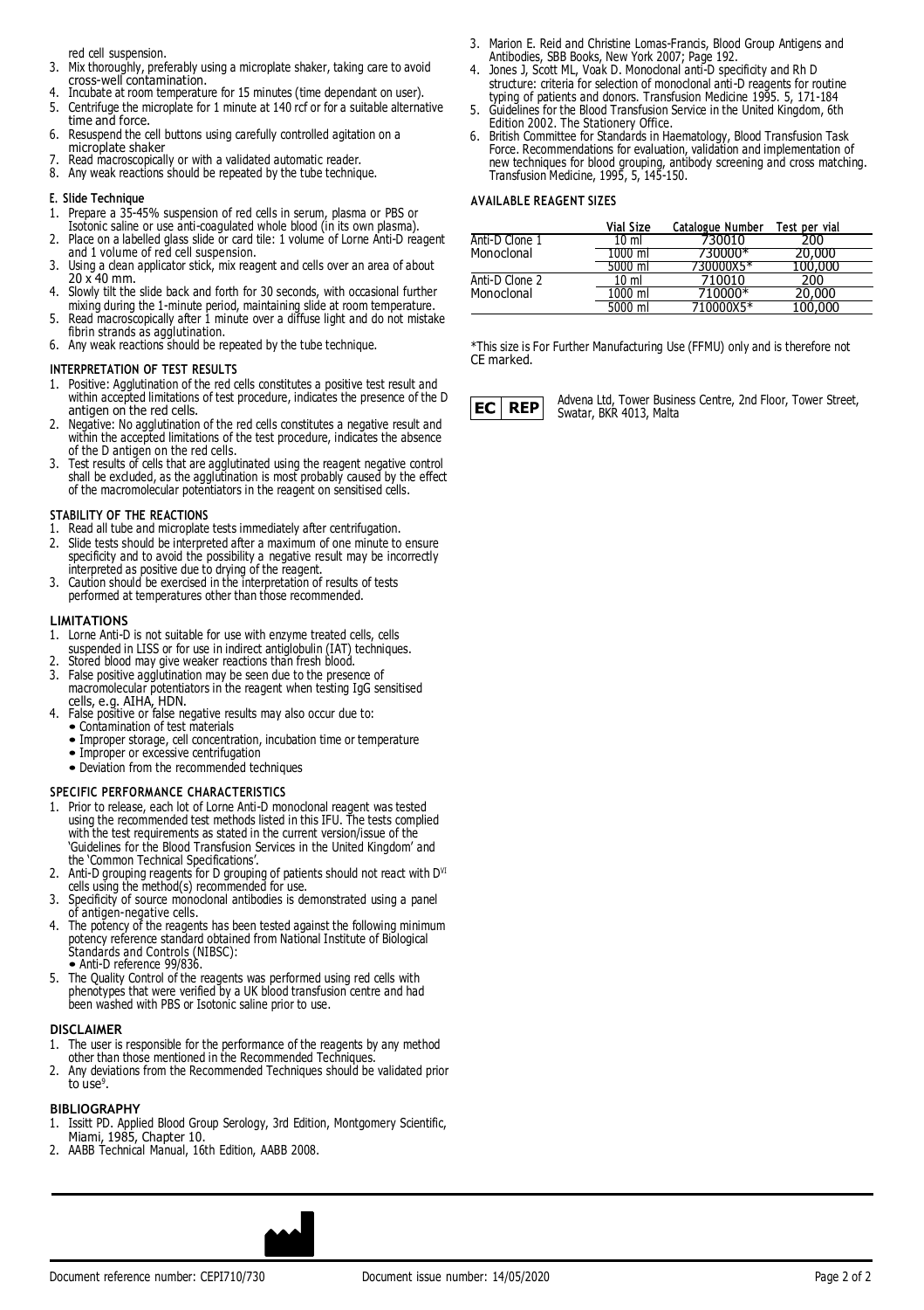red cell suspension.
3. Mix thoroughly, preferably using a microplate shaker, taking care to avoid cross-well contamination.
4. Incubate at room temperature for 15 minutes (time dependant on user).
5. Centrifuge the microplate for 1 minute at 140 rcf or for a suitable alternative time and force.
6. Resuspend the cell buttons using carefully controlled agitation on a microplate shaker
7. Read macroscopically or with a validated automatic reader.
8. Any weak reactions should be repeated by the tube technique.

**E. Slide Technique**
1. Prepare a 35-45% suspension of red cells in serum, plasma or PBS or Isotonic saline or use anti-coagulated whole blood (in its own plasma).
2. Place on a labelled glass slide or card tile: 1 volume of Lorne Anti-D reagent and 1 volume of red cell suspension.
3. Using a clean applicator stick, mix reagent and cells over an area of about 20 x 40 mm.
4. Slowly tilt the slide back and forth for 30 seconds, with occasional further mixing during the 1-minute period, maintaining slide at room temperature.
5. Read macroscopically after 1 minute over a diffuse light and do not mistake fibrin strands as agglutination.
6. Any weak reactions should be repeated by the tube technique.

## INTERPRETATION OF TEST RESULTS
1. Positive: Agglutination of the red cells constitutes a positive test result and within accepted limitations of test procedure, indicates the presence of the D antigen on the red cells.
2. Negative: No agglutination of the red cells constitutes a negative result and within the accepted limitations of the test procedure, indicates the absence of the D antigen on the red cells.
3. Test results of cells that are agglutinated using the reagent negative control shall be excluded, as the agglutination is most probably caused by the effect of the macromolecular potentiators in the reagent on sensitised cells.

## STABILITY OF THE REACTIONS
1. Read all tube and microplate tests immediately after centrifugation.
2. Slide tests should be interpreted after a maximum of one minute to ensure specificity and to avoid the possibility a negative result may be incorrectly interpreted as positive due to drying of the reagent.
3. Caution should be exercised in the interpretation of results of tests performed at temperatures other than those recommended.

## LIMITATIONS
1. Lorne Anti-D is not suitable for use with enzyme treated cells, cells suspended in LISS or for use in indirect antiglobulin (IAT) techniques.
2. Stored blood may give weaker reactions than fresh blood.
3. False positive agglutination may be seen due to the presence of macromolecular potentiators in the reagent when testing IgG sensitised cells, e.g. AIHA, HDN.
4. False positive or false negative results may also occur due to:
   - Contamination of test materials
   - Improper storage, cell concentration, incubation time or temperature
   - Improper or excessive centrifugation
   - Deviation from the recommended techniques

## SPECIFIC PERFORMANCE CHARACTERISTICS
1. Prior to release, each lot of Lorne Anti-D monoclonal reagent was tested using the recommended test methods listed in this IFU. The tests complied with the test requirements as stated in the current version/issue of the 'Guidelines for the Blood Transfusion Services in the United Kingdom' and the 'Common Technical Specifications'.
2. Anti-D grouping reagents for D grouping of patients should not react with $D^{VI}$ cells using the method(s) recommended for use.
3. Specificity of source monoclonal antibodies is demonstrated using a panel of antigen-negative cells.
4. The potency of the reagents has been tested against the following minimum potency reference standard obtained from National Institute of Biological Standards and Controls (NIBSC):
   - Anti-D reference 99/836.
5. The Quality Control of the reagents was performed using red cells with phenotypes that were verified by a UK blood transfusion centre and had been washed with PBS or Isotonic saline prior to use.

## DISCLAIMER
1. The user is responsible for the performance of the reagents by any method other than those mentioned in the Recommended Techniques.
2. Any deviations from the Recommended Techniques should be validated prior to use[9].

## BIBLIOGRAPHY
1. Issitt PD. Applied Blood Group Serology, 3rd Edition, Montgomery Scientific, Miami, 1985, Chapter 10.
2. AABB Technical Manual, 16th Edition, AABB 2008.
3. Marion E. Reid and Christine Lomas-Francis, Blood Group Antigens and Antibodies, SBB Books, New York 2007; Page 192.
4. Jones J, Scott ML, Voak D. Monoclonal anti-D specificity and Rh D structure: criteria for selection of monoclonal anti-D reagents for routine typing of patients and donors. Transfusion Medicine 1995. 5, 171-184
5. Guidelines for the Blood Transfusion Service in the United Kingdom, 6th Edition 2002. The Stationery Office.
6. British Committee for Standards in Haematology, Blood Transfusion Task Force. Recommendations for evaluation, validation and implementation of new techniques for blood grouping, antibody screening and cross matching. Transfusion Medicine, 1995, 5, 145-150.

## AVAILABLE REAGENT SIZES

| | Vial Size | Catalogue Number | Test per vial |
|---|---|---|---|
| Anti-D Clone 1 Monoclonal | 10 ml | 730010 | 200 |
| | 1000 ml | 730000* | 20,000 |
| | 5000 ml | 730000X5* | 100,000 |
| Anti-D Clone 2 Monoclonal | 10 ml | 710010 | 200 |
| | 1000 ml | 710000* | 20,000 |
| | 5000 ml | 710000X5* | 100,000 |

*This size is For Further Manufacturing Use (FFMU) only and is therefore not CE marked.

EC REP Advena Ltd, Tower Business Centre, 2nd Floor, Tower Street, Swatar, BKR 4013, Malta

Document reference number: CEPI710/730 Document issue number: 14/05/2020